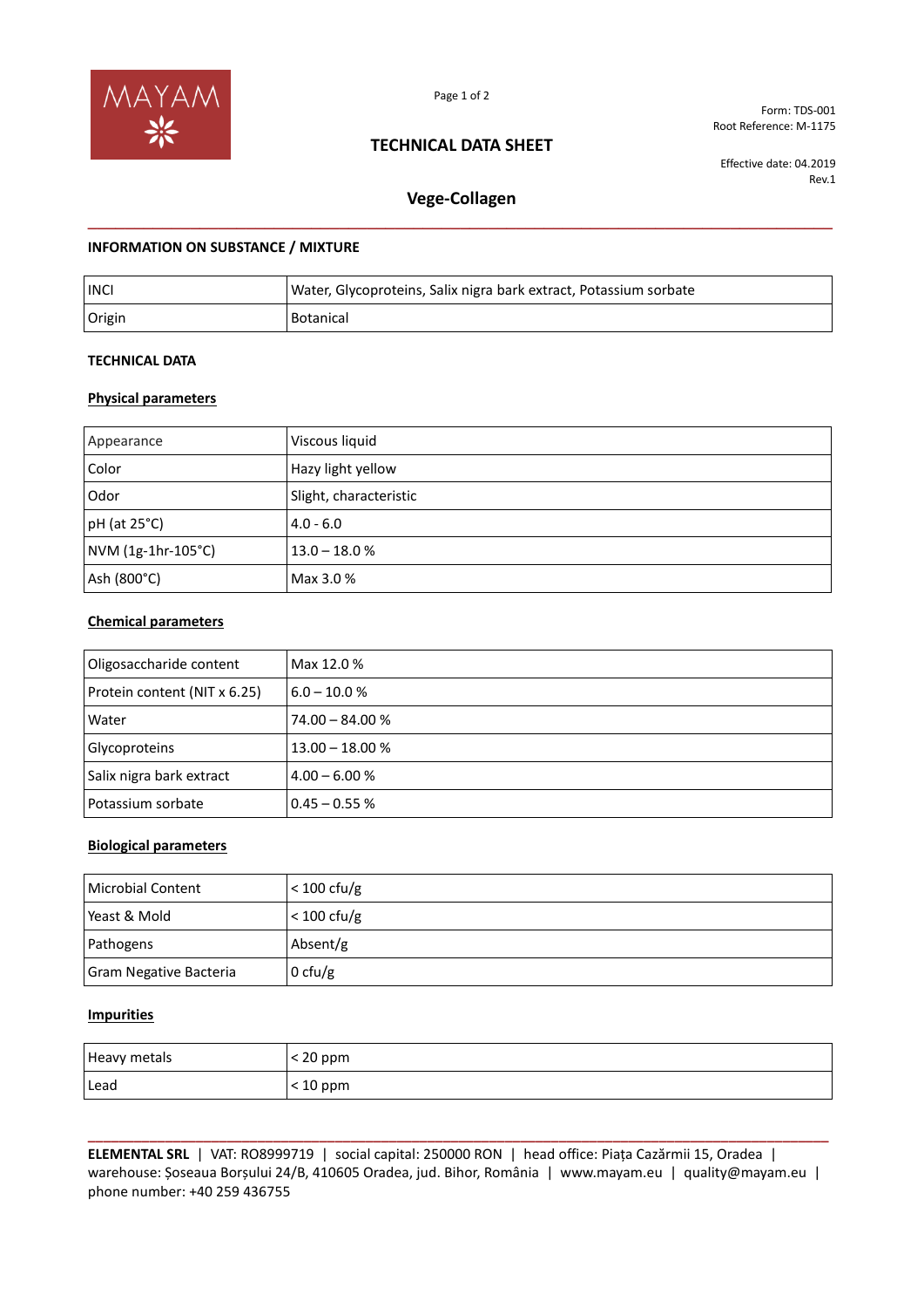Form: TDS-001
Root Reference: M-1175

# TECHNICAL DATA SHEET

Effective date: 04.2019
Rev.1

## Vege-Collagen

### INFORMATION ON SUBSTANCE / MIXTURE

| | |
|---|---|
| INCI | Water, Glycoproteins, Salix nigra bark extract, Potassium sorbate |
| Origin | Botanical |

### TECHNICAL DATA

#### Physical parameters

| | |
|---|---|
| Appearance | Viscous liquid |
| Color | Hazy light yellow |
| Odor | Slight, characteristic |
| pH (at 25°C) | 4.0 - 6.0 |
| NVM (1g-1hr-105°C) | 13.0 – 18.0 % |
| Ash (800°C) | Max 3.0 % |

#### Chemical parameters

| | |
|---|---|
| Oligosaccharide content | Max 12.0 % |
| Protein content (NIT x 6.25) | 6.0 – 10.0 % |
| Water | 74.00 – 84.00 % |
| Glycoproteins | 13.00 – 18.00 % |
| Salix nigra bark extract | 4.00 – 6.00 % |
| Potassium sorbate | 0.45 – 0.55 % |

#### Biological parameters

| | |
|---|---|
| Microbial Content | < 100 cfu/g |
| Yeast & Mold | < 100 cfu/g |
| Pathogens | Absent/g |
| Gram Negative Bacteria | 0 cfu/g |

#### Impurities

| | |
|---|---|
| Heavy metals | < 20 ppm |
| Lead | < 10 ppm |

**ELEMENTAL SRL** | VAT: RO8999719 | social capital: 250000 RON | head office: Piața Cazărmii 15, Oradea | warehouse: Șoseaua Borșului 24/B, 410605 Oradea, jud. Bihor, România | www.mayam.eu | quality@mayam.eu | phone number: +40 259 436755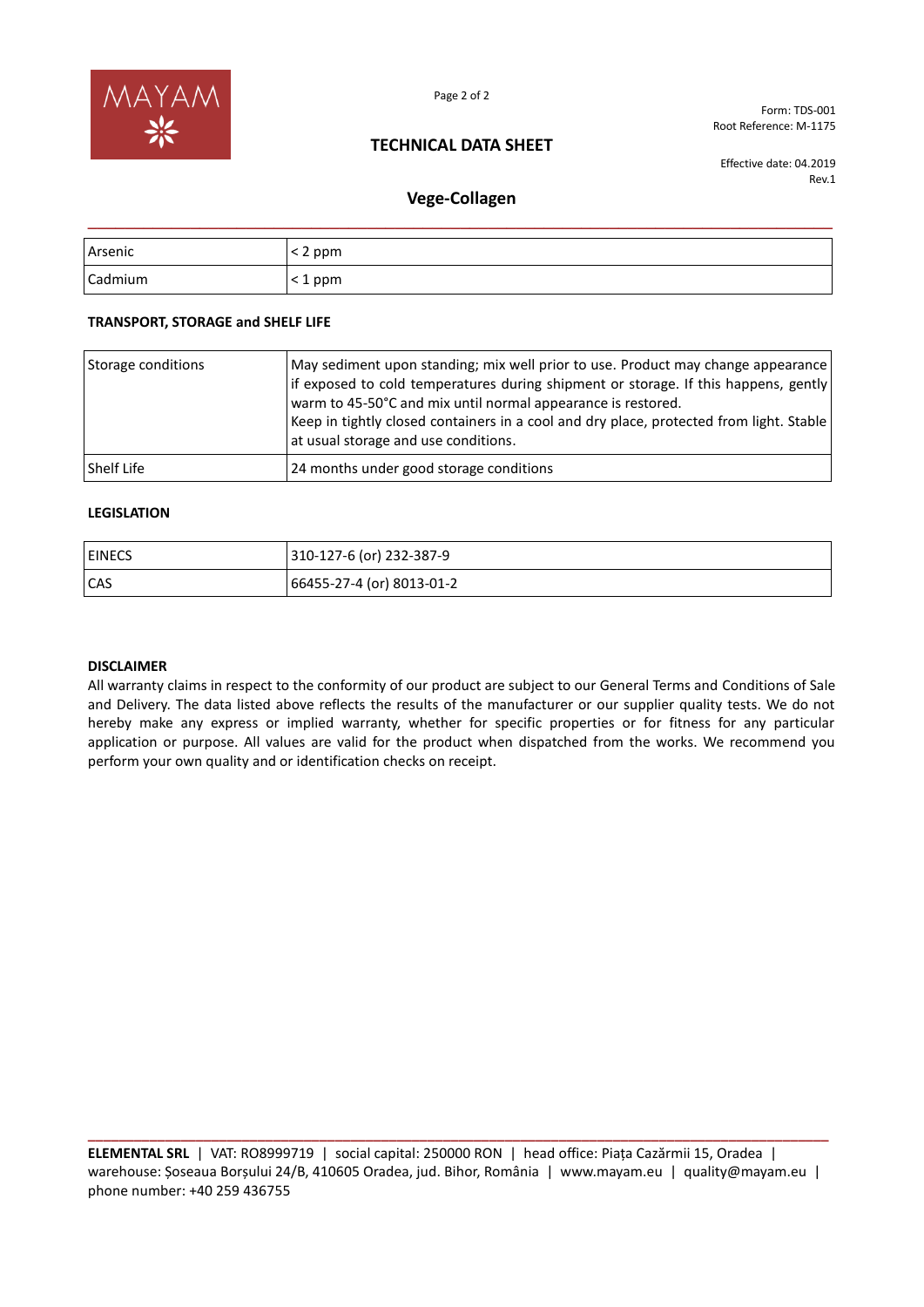# TECHNICAL DATA SHEET

Form: TDS-001
Root Reference: M-1175

Effective date: 04.2019
Rev.1

## Vege-Collagen

| | |
|---|---|
| Arsenic | < 2 ppm |
| Cadmium | < 1 ppm |

### TRANSPORT, STORAGE and SHELF LIFE

| | |
|---|---|
| Storage conditions | May sediment upon standing; mix well prior to use. Product may change appearance if exposed to cold temperatures during shipment or storage. If this happens, gently warm to 45-50°C and mix until normal appearance is restored. Keep in tightly closed containers in a cool and dry place, protected from light. Stable at usual storage and use conditions. |
| Shelf Life | 24 months under good storage conditions |

### LEGISLATION

| | |
|---|---|
| EINECS | 310-127-6 (or) 232-387-9 |
| CAS | 66455-27-4 (or) 8013-01-2 |

### DISCLAIMER

All warranty claims in respect to the conformity of our product are subject to our General Terms and Conditions of Sale and Delivery. The data listed above reflects the results of the manufacturer or our supplier quality tests. We do not hereby make any express or implied warranty, whether for specific properties or for fitness for any particular application or purpose. All values are valid for the product when dispatched from the works. We recommend you perform your own quality and or identification checks on receipt.

**ELEMENTAL SRL** | VAT: RO8999719 | social capital: 250000 RON | head office: Piața Cazărmii 15, Oradea | warehouse: Șoseaua Borșului 24/B, 410605 Oradea, jud. Bihor, România | www.mayam.eu | quality@mayam.eu | phone number: +40 259 436755